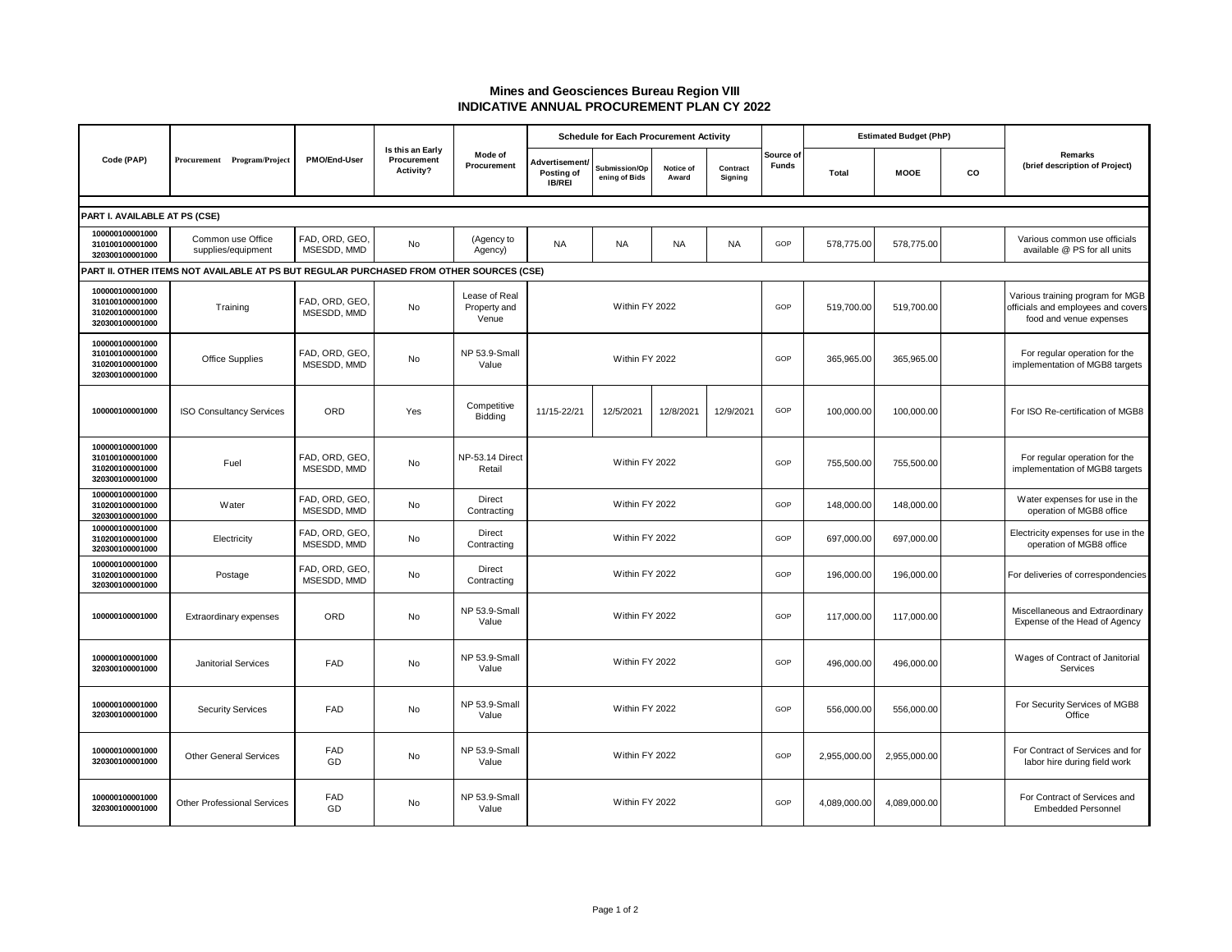# Mines and Geosciences Bureau Region VIII
## INDICATIVE ANNUAL PROCUREMENT PLAN CY 2022

| Code (PAP) | Procurement Program/Project | PMO/End-User | Is this an Early Procurement Activity? | Mode of Procurement | Schedule for Each Procurement Activity | | | | Source of Funds | Estimated Budget (PhP) | | | Remarks (brief description of Project) |
|---|---|---|---|---|---|---|---|---|---|---|---|---|---|
| | | | | | Advertisement/ Posting of IB/REI | Submission/Opening of Bids | Notice of Award | Contract Signing | | Total | MOOE | CO | |
| **PART I. AVAILABLE AT PS (CSE)** | | | | | | | | | | | | | |
| 100000100001000 310100100001000 320300100001000 | Common use Office supplies/equipment | FAD, ORD, GEO, MSESDD, MMD | No | (Agency to Agency) | NA | NA | NA | NA | GOP | 578,775.00 | 578,775.00 | | Various common use officials available @ PS for all units |
| **PART II. OTHER ITEMS NOT AVAILABLE AT PS BUT REGULAR PURCHASED FROM OTHER SOURCES (CSE)** | | | | | | | | | | | | | |
| 100000100001000 310100100001000 310200100001000 320300100001000 | Training | FAD, ORD, GEO, MSESDD, MMD | No | Lease of Real Property and Venue | Within FY 2022 | | | | GOP | 519,700.00 | 519,700.00 | | Various training program for MGB officials and employees and covers food and venue expenses |
| 100000100001000 310100100001000 310200100001000 320300100001000 | Office Supplies | FAD, ORD, GEO, MSESDD, MMD | No | NP 53.9-Small Value | Within FY 2022 | | | | GOP | 365,965.00 | 365,965.00 | | For regular operation for the implementation of MGB8 targets |
| 100000100001000 | ISO Consultancy Services | ORD | Yes | Competitive Bidding | 11/15-22/21 | 12/5/2021 | 12/8/2021 | 12/9/2021 | GOP | 100,000.00 | 100,000.00 | | For ISO Re-certification of MGB8 |
| 100000100001000 310100100001000 310200100001000 320300100001000 | Fuel | FAD, ORD, GEO, MSESDD, MMD | No | NP-53.14 Direct Retail | Within FY 2022 | | | | GOP | 755,500.00 | 755,500.00 | | For regular operation for the implementation of MGB8 targets |
| 100000100001000 310200100001000 320300100001000 | Water | FAD, ORD, GEO, MSESDD, MMD | No | Direct Contracting | Within FY 2022 | | | | GOP | 148,000.00 | 148,000.00 | | Water expenses for use in the operation of MGB8 office |
| 100000100001000 310200100001000 320300100001000 | Electricity | FAD, ORD, GEO, MSESDD, MMD | No | Direct Contracting | Within FY 2022 | | | | GOP | 697,000.00 | 697,000.00 | | Electricity expenses for use in the operation of MGB8 office |
| 100000100001000 310200100001000 320300100001000 | Postage | FAD, ORD, GEO, MSESDD, MMD | No | Direct Contracting | Within FY 2022 | | | | GOP | 196,000.00 | 196,000.00 | | For deliveries of correspondencies |
| 100000100001000 | Extraordinary expenses | ORD | No | NP 53.9-Small Value | Within FY 2022 | | | | GOP | 117,000.00 | 117,000.00 | | Miscellaneous and Extraordinary Expense of the Head of Agency |
| 100000100001000 320300100001000 | Janitorial Services | FAD | No | NP 53.9-Small Value | Within FY 2022 | | | | GOP | 496,000.00 | 496,000.00 | | Wages of Contract of Janitorial Services |
| 100000100001000 320300100001000 | Security Services | FAD | No | NP 53.9-Small Value | Within FY 2022 | | | | GOP | 556,000.00 | 556,000.00 | | For Security Services of MGB8 Office |
| 100000100001000 320300100001000 | Other General Services | FAD GD | No | NP 53.9-Small Value | Within FY 2022 | | | | GOP | 2,955,000.00 | 2,955,000.00 | | For Contract of Services and for labor hire during field work |
| 100000100001000 320300100001000 | Other Professional Services | FAD GD | No | NP 53.9-Small Value | Within FY 2022 | | | | GOP | 4,089,000.00 | 4,089,000.00 | | For Contract of Services and Embedded Personnel |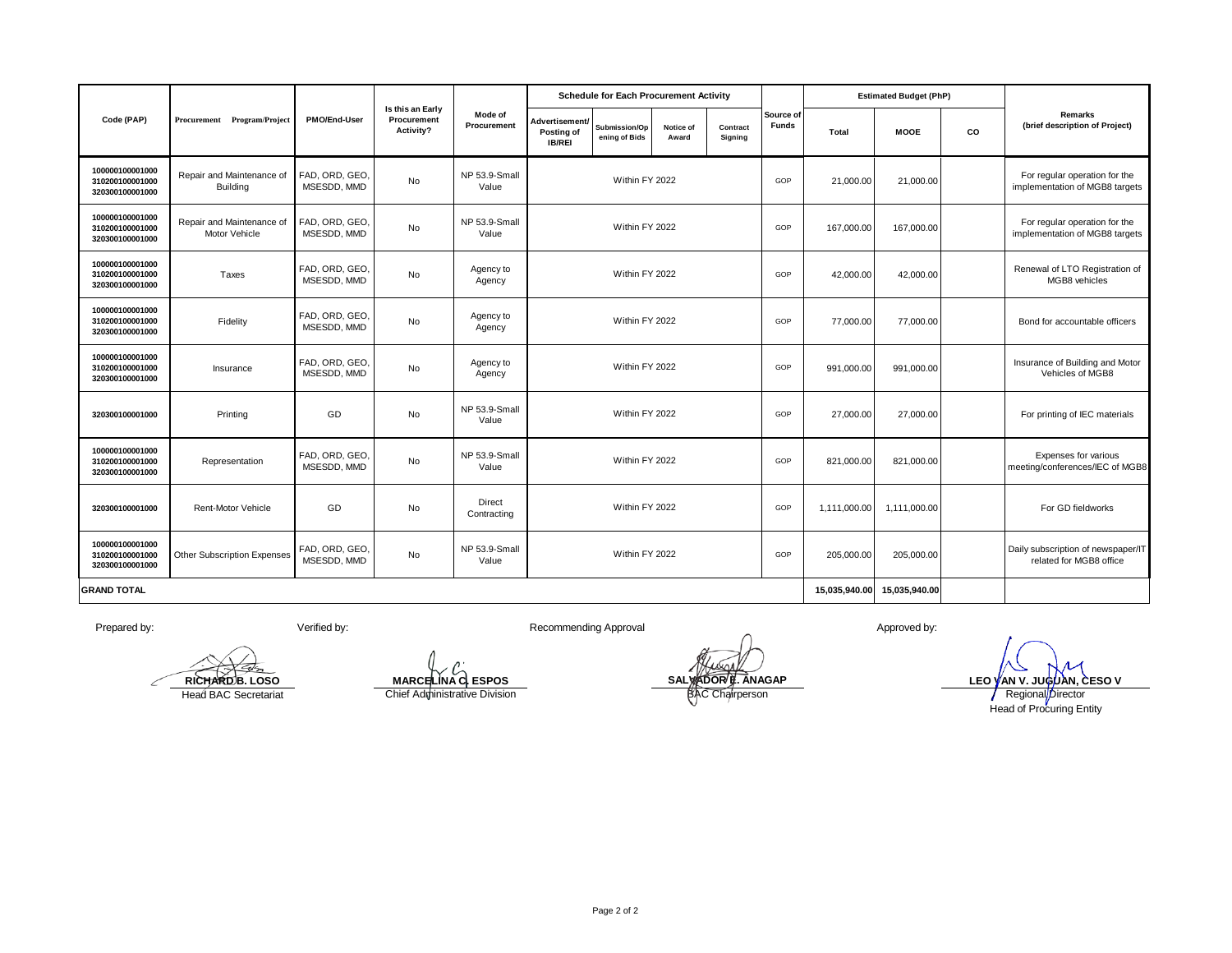| Code (PAP) | Procurement Program/Project | PMO/End-User | Is this an Early Procurement Activity? | Mode of Procurement | Schedule for Each Procurement Activity | | | | Source of Funds | Estimated Budget (PhP) | | | Remarks (brief description of Project) |
|---|---|---|---|---|---|---|---|---|---|---|---|---|---|
| | | | | | Advertisement/ Posting of IB/REI | Submission/Opening of Bids | Notice of Award | Contract Signing | | Total | MOOE | CO | |
| 100000100001000 310200100001000 320300100001000 | Repair and Maintenance of Building | FAD, ORD, GEO, MSESDD, MMD | No | NP 53.9-Small Value | Within FY 2022 | | | | GOP | 21,000.00 | 21,000.00 | | For regular operation for the implementation of MGB8 targets |
| 100000100001000 310200100001000 320300100001000 | Repair and Maintenance of Motor Vehicle | FAD, ORD, GEO, MSESDD, MMD | No | NP 53.9-Small Value | Within FY 2022 | | | | GOP | 167,000.00 | 167,000.00 | | For regular operation for the implementation of MGB8 targets |
| 100000100001000 310200100001000 320300100001000 | Taxes | FAD, ORD, GEO, MSESDD, MMD | No | Agency to Agency | Within FY 2022 | | | | GOP | 42,000.00 | 42,000.00 | | Renewal of LTO Registration of MGB8 vehicles |
| 100000100001000 310200100001000 320300100001000 | Fidelity | FAD, ORD, GEO, MSESDD, MMD | No | Agency to Agency | Within FY 2022 | | | | GOP | 77,000.00 | 77,000.00 | | Bond for accountable officers |
| 100000100001000 310200100001000 320300100001000 | Insurance | FAD, ORD, GEO, MSESDD, MMD | No | Agency to Agency | Within FY 2022 | | | | GOP | 991,000.00 | 991,000.00 | | Insurance of Building and Motor Vehicles of MGB8 |
| 320300100001000 | Printing | GD | No | NP 53.9-Small Value | Within FY 2022 | | | | GOP | 27,000.00 | 27,000.00 | | For printing of IEC materials |
| 100000100001000 310200100001000 320300100001000 | Representation | FAD, ORD, GEO, MSESDD, MMD | No | NP 53.9-Small Value | Within FY 2022 | | | | GOP | 821,000.00 | 821,000.00 | | Expenses for various meeting/conferences/IEC of MGB8 |
| 320300100001000 | Rent-Motor Vehicle | GD | No | Direct Contracting | Within FY 2022 | | | | GOP | 1,111,000.00 | 1,111,000.00 | | For GD fieldworks |
| 100000100001000 310200100001000 320300100001000 | Other Subscription Expenses | FAD, ORD, GEO, MSESDD, MMD | No | NP 53.9-Small Value | Within FY 2022 | | | | GOP | 205,000.00 | 205,000.00 | | Daily subscription of newspaper/IT related for MGB8 office |
| **GRAND TOTAL** | | | | | | | | | | 15,035,940.00 | 15,035,940.00 | | |

Prepared by:

**RICHARD B. LOSO**
Head BAC Secretariat

Verified by:

**MARCELINA C. ESPOS**
Chief Administrative Division

Recommending Approval

**SALVADOR E. ANAGAP**
BAC Chairperson

Approved by:

**LEO VAN V. JUGUAN, CESO V**
Regional Director
Head of Procuring Entity